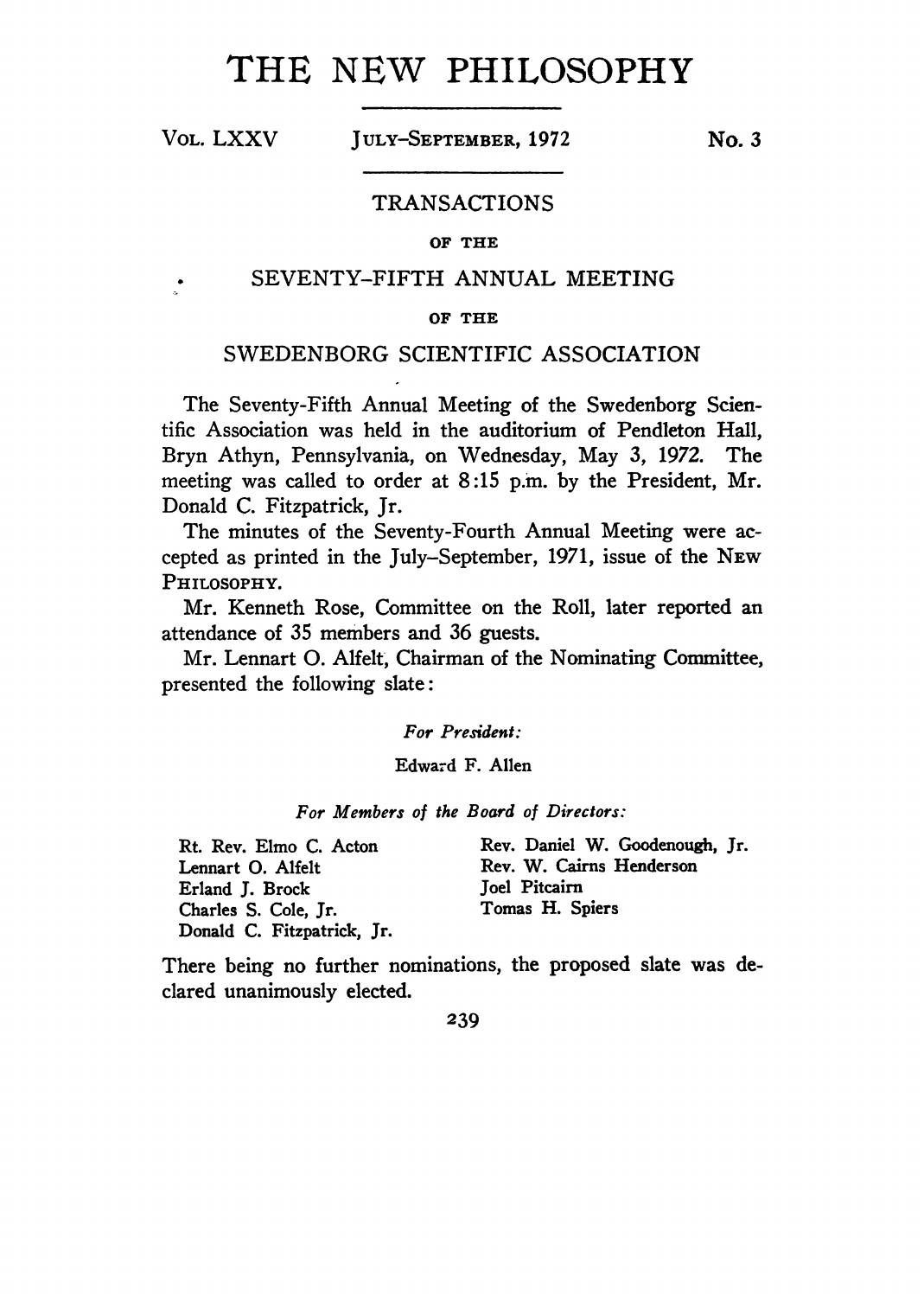# THE NEW PHILOSOPHY

Vol. LXXV — July–September, 1972 — No. 3

## TRANSACTIONS

OF THE

## SEVENTY-FIFTH ANNUAL MEETING

OF THE

## SWEDENBORG SCIENTIFIC ASSOCIATION

The Seventy-Fifth Annual Meeting of the Swedenborg Scientific Association was held in the auditorium of Pendleton Hall, Bryn Athyn, Pennsylvania, on Wednesday, May 3, 1972. The meeting was called to order at 8:15 p.m. by the President, Mr. Donald C. Fitzpatrick, Jr.

The minutes of the Seventy-Fourth Annual Meeting were accepted as printed in the July–September, 1971, issue of the New Philosophy.

Mr. Kenneth Rose, Committee on the Roll, later reported an attendance of 35 members and 36 guests.

Mr. Lennart O. Alfelt, Chairman of the Nominating Committee, presented the following slate:

*For President:*

Edward F. Allen

*For Members of the Board of Directors:*

Rt. Rev. Elmo C. Acton
Lennart O. Alfelt
Erland J. Brock
Charles S. Cole, Jr.
Donald C. Fitzpatrick, Jr.
Rev. Daniel W. Goodenough, Jr.
Rev. W. Cairns Henderson
Joel Pitcairn
Tomas H. Spiers

There being no further nominations, the proposed slate was declared unanimously elected.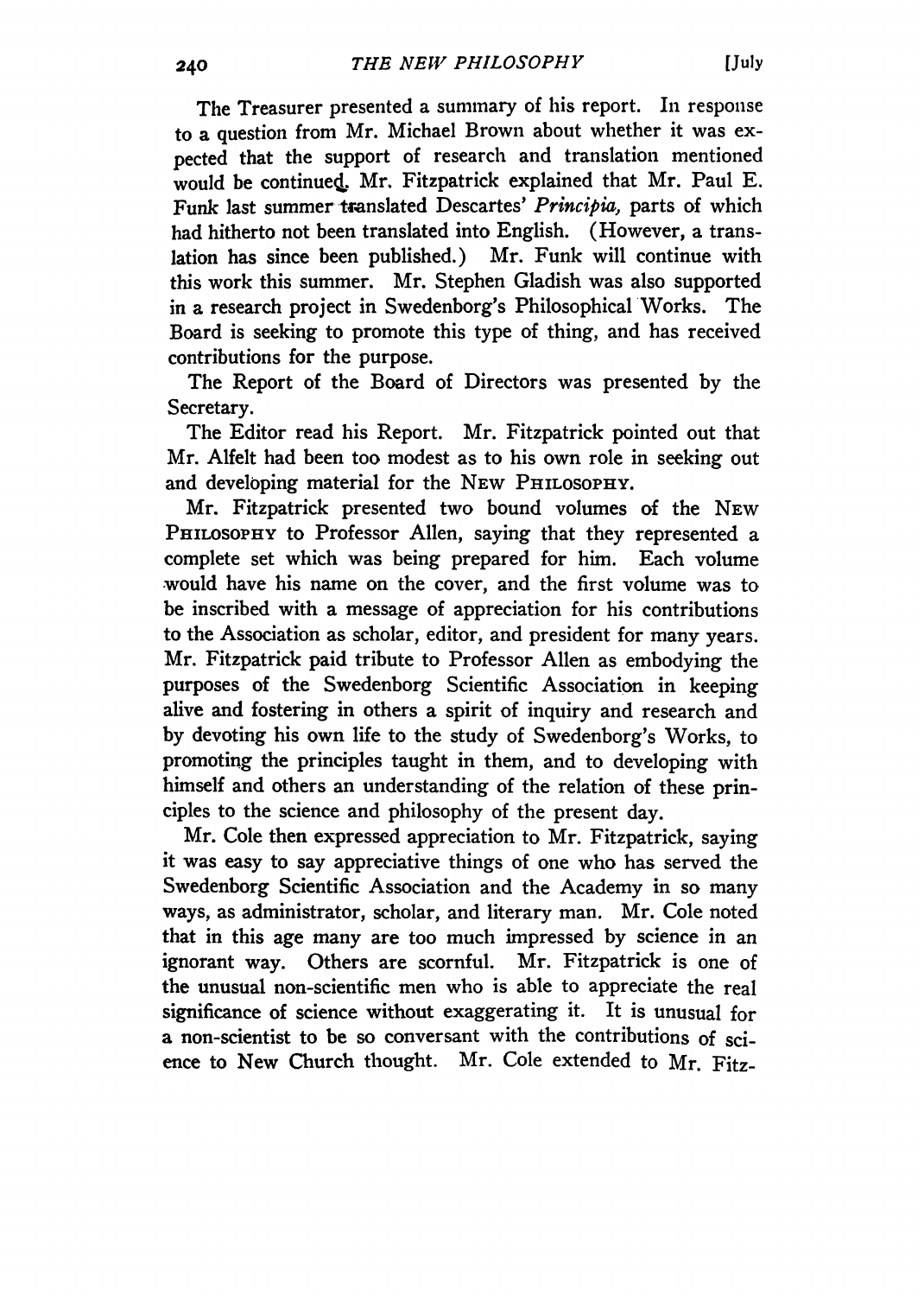The Treasurer presented a summary of his report. In response to a question from Mr. Michael Brown about whether it was expected that the support of research and translation mentioned would be continued, Mr. Fitzpatrick explained that Mr. Paul E. Funk last summer translated Descartes' *Principia,* parts of which had hitherto not been translated into English. (However, a translation has since been published.) Mr. Funk will continue with this work this summer. Mr. Stephen Gladish was also supported in a research project in Swedenborg's Philosophical Works. The Board is seeking to promote this type of thing, and has received contributions for the purpose.

The Report of the Board of Directors was presented by the Secretary.

The Editor read his Report. Mr. Fitzpatrick pointed out that Mr. Alfelt had been too modest as to his own role in seeking out and developing material for the NEW PHILOSOPHY.

Mr. Fitzpatrick presented two bound volumes of the NEW PHILOSOPHY to Professor Allen, saying that they represented a complete set which was being prepared for him. Each volume would have his name on the cover, and the first volume was to be inscribed with a message of appreciation for his contributions to the Association as scholar, editor, and president for many years. Mr. Fitzpatrick paid tribute to Professor Allen as embodying the purposes of the Swedenborg Scientific Association in keeping alive and fostering in others a spirit of inquiry and research and by devoting his own life to the study of Swedenborg's Works, to promoting the principles taught in them, and to developing with himself and others an understanding of the relation of these principles to the science and philosophy of the present day.

Mr. Cole then expressed appreciation to Mr. Fitzpatrick, saying it was easy to say appreciative things of one who has served the Swedenborg Scientific Association and the Academy in so many ways, as administrator, scholar, and literary man. Mr. Cole noted that in this age many are too much impressed by science in an ignorant way. Others are scornful. Mr. Fitzpatrick is one of the unusual non-scientific men who is able to appreciate the real significance of science without exaggerating it. It is unusual for a non-scientist to be so conversant with the contributions of science to New Church thought. Mr. Cole extended to Mr. Fitz-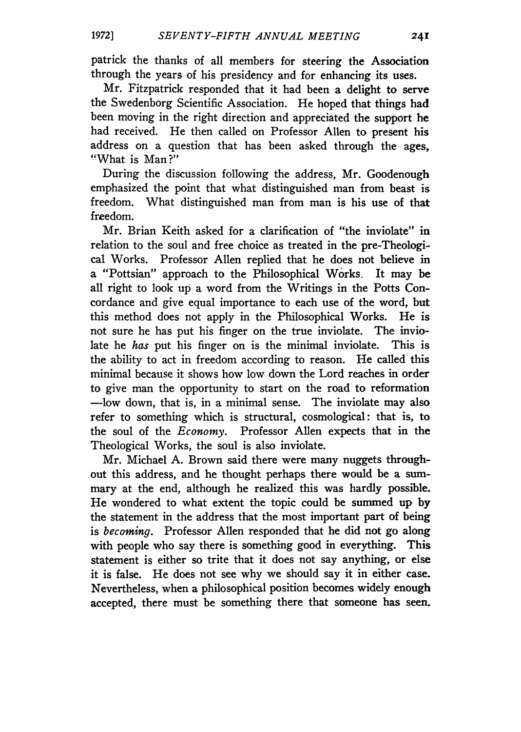patrick the thanks of all members for steering the Association through the years of his presidency and for enhancing its uses.

Mr. Fitzpatrick responded that it had been a delight to serve the Swedenborg Scientific Association. He hoped that things had been moving in the right direction and appreciated the support he had received. He then called on Professor Allen to present his address on a question that has been asked through the ages, "What is Man?"

During the discussion following the address, Mr. Goodenough emphasized the point that what distinguished man from beast is freedom. What distinguished man from man is his use of that freedom.

Mr. Brian Keith asked for a clarification of "the inviolate" in relation to the soul and free choice as treated in the pre-Theological Works. Professor Allen replied that he does not believe in a "Pottsian" approach to the Philosophical Works. It may be all right to look up a word from the Writings in the Potts Concordance and give equal importance to each use of the word, but this method does not apply in the Philosophical Works. He is not sure he has put his finger on the true inviolate. The inviolate he *has* put his finger on is the minimal inviolate. This is the ability to act in freedom according to reason. He called this minimal because it shows how low down the Lord reaches in order to give man the opportunity to start on the road to reformation —low down, that is, in a minimal sense. The inviolate may also refer to something which is structural, cosmological: that is, to the soul of the *Economy*. Professor Allen expects that in the Theological Works, the soul is also inviolate.

Mr. Michael A. Brown said there were many nuggets throughout this address, and he thought perhaps there would be a summary at the end, although he realized this was hardly possible. He wondered to what extent the topic could be summed up by the statement in the address that the most important part of being is *becoming*. Professor Allen responded that he did not go along with people who say there is something good in everything. This statement is either so trite that it does not say anything, or else it is false. He does not see why we should say it in either case. Nevertheless, when a philosophical position becomes widely enough accepted, there must be something there that someone has seen.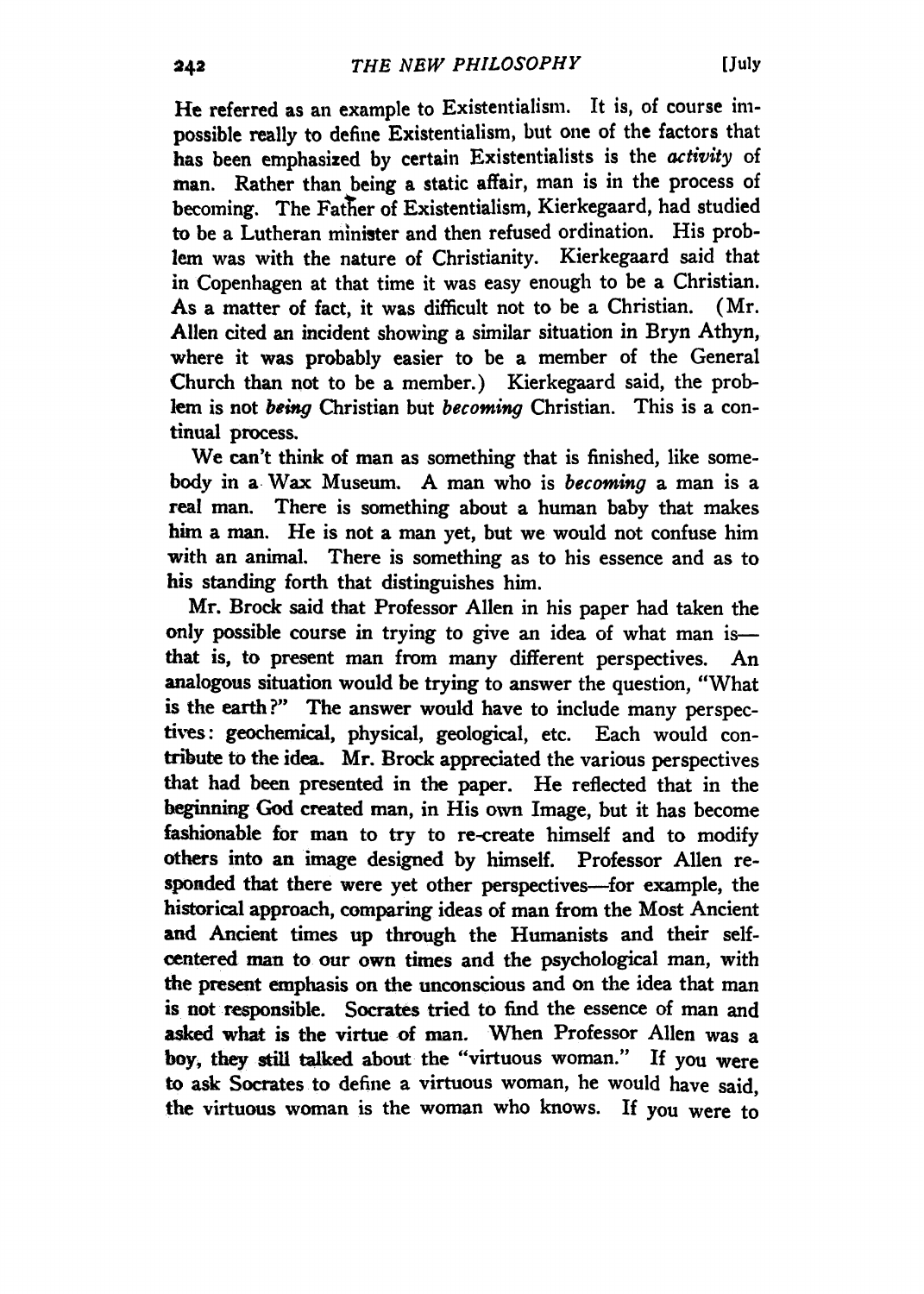He referred as an example to Existentialism. It is, of course impossible really to define Existentialism, but one of the factors that has been emphasized by certain Existentialists is the *activity* of man. Rather than being a static affair, man is in the process of becoming. The Father of Existentialism, Kierkegaard, had studied to be a Lutheran minister and then refused ordination. His problem was with the nature of Christianity. Kierkegaard said that in Copenhagen at that time it was easy enough to be a Christian. As a matter of fact, it was difficult not to be a Christian. (Mr. Allen cited an incident showing a similar situation in Bryn Athyn, where it was probably easier to be a member of the General Church than not to be a member.) Kierkegaard said, the problem is not *being* Christian but *becoming* Christian. This is a continual process.

We can't think of man as something that is finished, like somebody in a Wax Museum. A man who is *becoming* a man is a real man. There is something about a human baby that makes him a man. He is not a man yet, but we would not confuse him with an animal. There is something as to his essence and as to his standing forth that distinguishes him.

Mr. Brock said that Professor Allen in his paper had taken the only possible course in trying to give an idea of what man is—that is, to present man from many different perspectives. An analogous situation would be trying to answer the question, "What is the earth?" The answer would have to include many perspectives: geochemical, physical, geological, etc. Each would contribute to the idea. Mr. Brock appreciated the various perspectives that had been presented in the paper. He reflected that in the beginning God created man, in His own Image, but it has become fashionable for man to try to re-create himself and to modify others into an image designed by himself. Professor Allen responded that there were yet other perspectives—for example, the historical approach, comparing ideas of man from the Most Ancient and Ancient times up through the Humanists and their self-centered man to our own times and the psychological man, with the present emphasis on the unconscious and on the idea that man is not responsible. Socrates tried to find the essence of man and asked what is the virtue of man. When Professor Allen was a boy, they still talked about the "virtuous woman." If you were to ask Socrates to define a virtuous woman, he would have said, the virtuous woman is the woman who knows. If you were to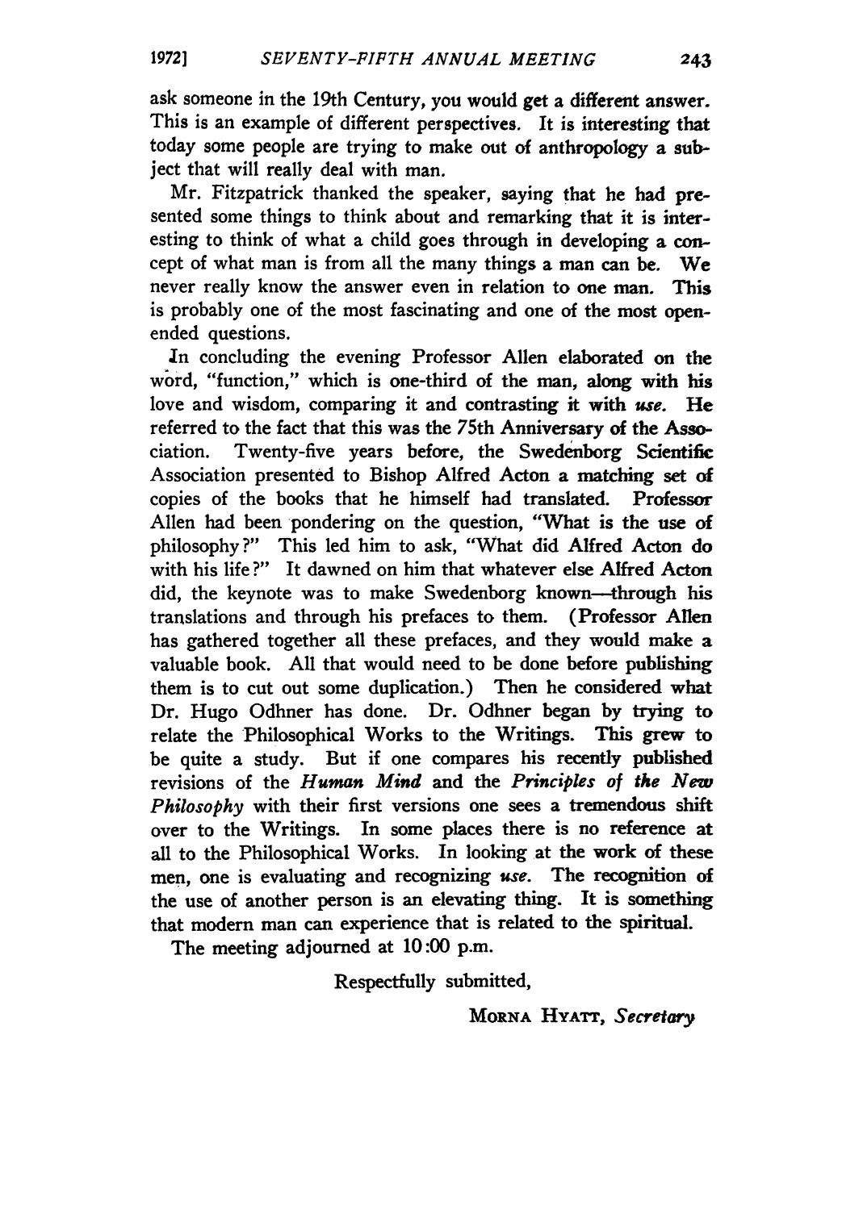ask someone in the 19th Century, you would get a different answer. This is an example of different perspectives. It is interesting that today some people are trying to make out of anthropology a subject that will really deal with man.

Mr. Fitzpatrick thanked the speaker, saying that he had presented some things to think about and remarking that it is interesting to think of what a child goes through in developing a concept of what man is from all the many things a man can be. We never really know the answer even in relation to one man. This is probably one of the most fascinating and one of the most open-ended questions.

In concluding the evening Professor Allen elaborated on the word, "function," which is one-third of the man, along with his love and wisdom, comparing it and contrasting it with *use*. He referred to the fact that this was the 75th Anniversary of the Association. Twenty-five years before, the Swedenborg Scientific Association presented to Bishop Alfred Acton a matching set of copies of the books that he himself had translated. Professor Allen had been pondering on the question, "What is the use of philosophy?" This led him to ask, "What did Alfred Acton do with his life?" It dawned on him that whatever else Alfred Acton did, the keynote was to make Swedenborg known—through his translations and through his prefaces to them. (Professor Allen has gathered together all these prefaces, and they would make a valuable book. All that would need to be done before publishing them is to cut out some duplication.) Then he considered what Dr. Hugo Odhner has done. Dr. Odhner began by trying to relate the Philosophical Works to the Writings. This grew to be quite a study. But if one compares his recently published revisions of the *Human Mind* and the *Principles of the New Philosophy* with their first versions one sees a tremendous shift over to the Writings. In some places there is no reference at all to the Philosophical Works. In looking at the work of these men, one is evaluating and recognizing *use*. The recognition of the use of another person is an elevating thing. It is something that modern man can experience that is related to the spiritual.

The meeting adjourned at 10:00 p.m.

Respectfully submitted,

MORNA HYATT, *Secretary*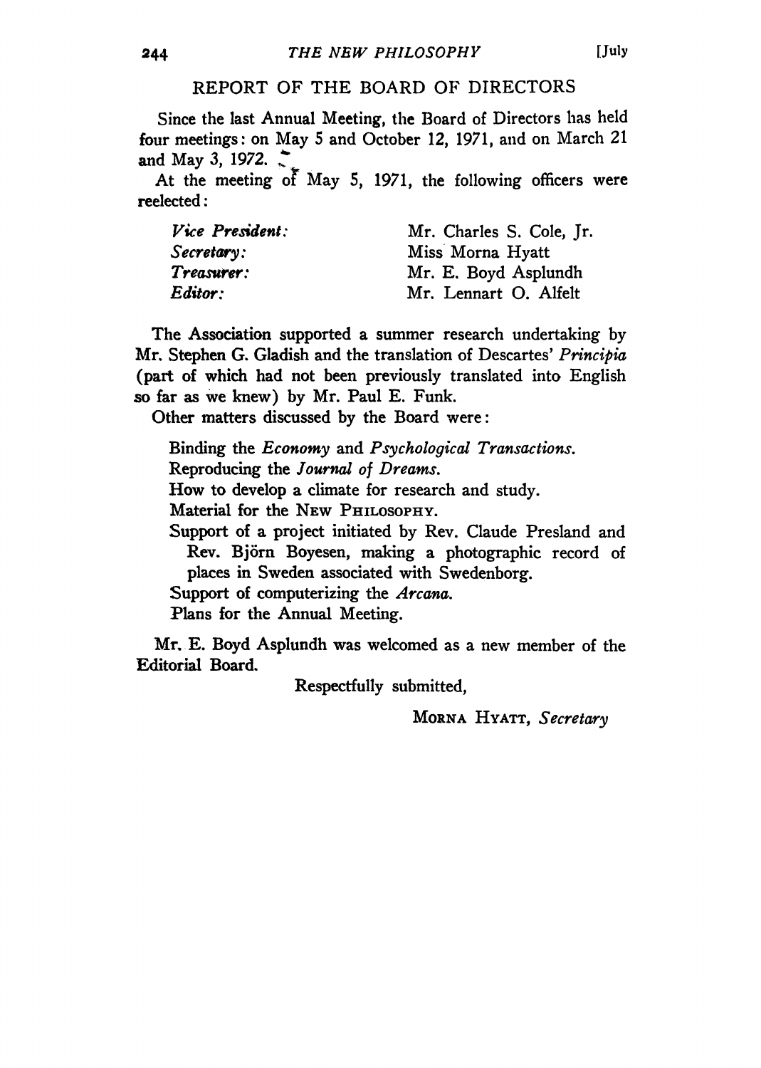## REPORT OF THE BOARD OF DIRECTORS

Since the last Annual Meeting, the Board of Directors has held four meetings: on May 5 and October 12, 1971, and on March 21 and May 3, 1972.

At the meeting of May 5, 1971, the following officers were reelected:

| | |
|---|---|
| *Vice President:* | Mr. Charles S. Cole, Jr. |
| *Secretary:* | Miss Morna Hyatt |
| *Treasurer:* | Mr. E. Boyd Asplundh |
| *Editor:* | Mr. Lennart O. Alfelt |

The Association supported a summer research undertaking by Mr. Stephen G. Gladish and the translation of Descartes' *Principia* (part of which had not been previously translated into English so far as we knew) by Mr. Paul E. Funk.

Other matters discussed by the Board were:

- Binding the *Economy* and *Psychological Transactions.*
- Reproducing the *Journal of Dreams.*
- How to develop a climate for research and study.
- Material for the NEW PHILOSOPHY.
- Support of a project initiated by Rev. Claude Presland and Rev. Björn Boyesen, making a photographic record of places in Sweden associated with Swedenborg.
- Support of computerizing the *Arcana.*
- Plans for the Annual Meeting.

Mr. E. Boyd Asplundh was welcomed as a new member of the Editorial Board.

Respectfully submitted,

MORNA HYATT, *Secretary*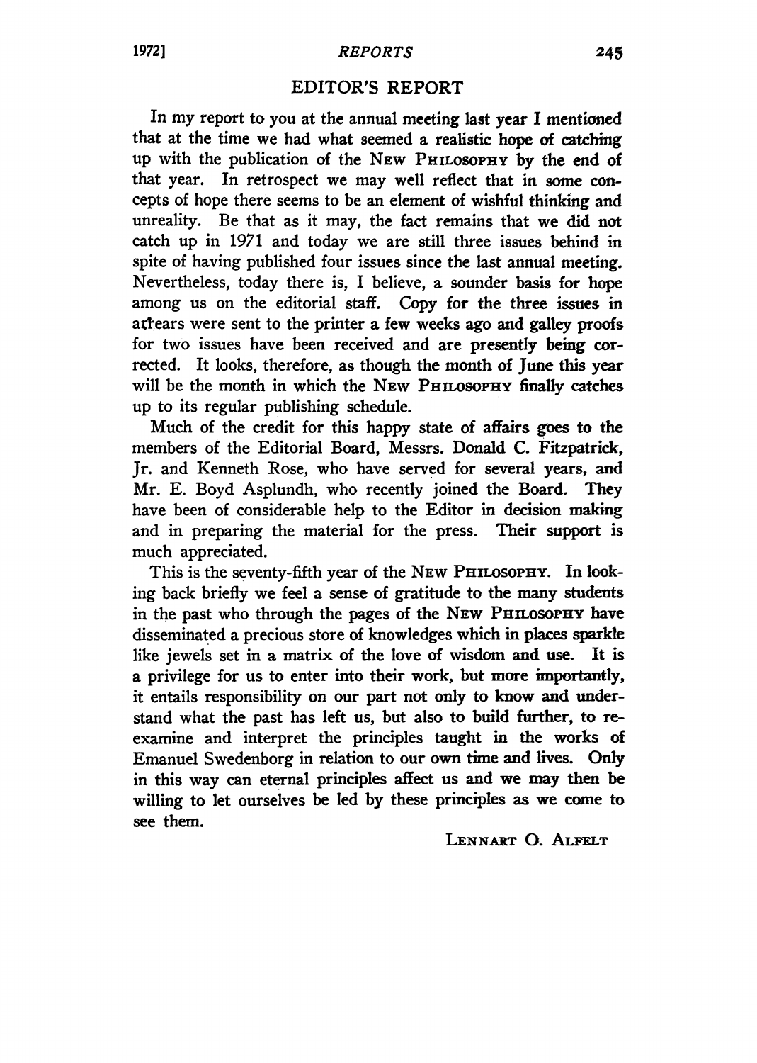## EDITOR'S REPORT

In my report to you at the annual meeting last year I mentioned that at the time we had what seemed a realistic hope of catching up with the publication of the NEW PHILOSOPHY by the end of that year. In retrospect we may well reflect that in some concepts of hope there seems to be an element of wishful thinking and unreality. Be that as it may, the fact remains that we did not catch up in 1971 and today we are still three issues behind in spite of having published four issues since the last annual meeting. Nevertheless, today there is, I believe, a sounder basis for hope among us on the editorial staff. Copy for the three issues in arrears were sent to the printer a few weeks ago and galley proofs for two issues have been received and are presently being corrected. It looks, therefore, as though the month of June this year will be the month in which the NEW PHILOSOPHY finally catches up to its regular publishing schedule.

Much of the credit for this happy state of affairs goes to the members of the Editorial Board, Messrs. Donald C. Fitzpatrick, Jr. and Kenneth Rose, who have served for several years, and Mr. E. Boyd Asplundh, who recently joined the Board. They have been of considerable help to the Editor in decision making and in preparing the material for the press. Their support is much appreciated.

This is the seventy-fifth year of the NEW PHILOSOPHY. In looking back briefly we feel a sense of gratitude to the many students in the past who through the pages of the NEW PHILOSOPHY have disseminated a precious store of knowledges which in places sparkle like jewels set in a matrix of the love of wisdom and use. It is a privilege for us to enter into their work, but more importantly, it entails responsibility on our part not only to know and understand what the past has left us, but also to build further, to reexamine and interpret the principles taught in the works of Emanuel Swedenborg in relation to our own time and lives. Only in this way can eternal principles affect us and we may then be willing to let ourselves be led by these principles as we come to see them.

LENNART O. ALFELT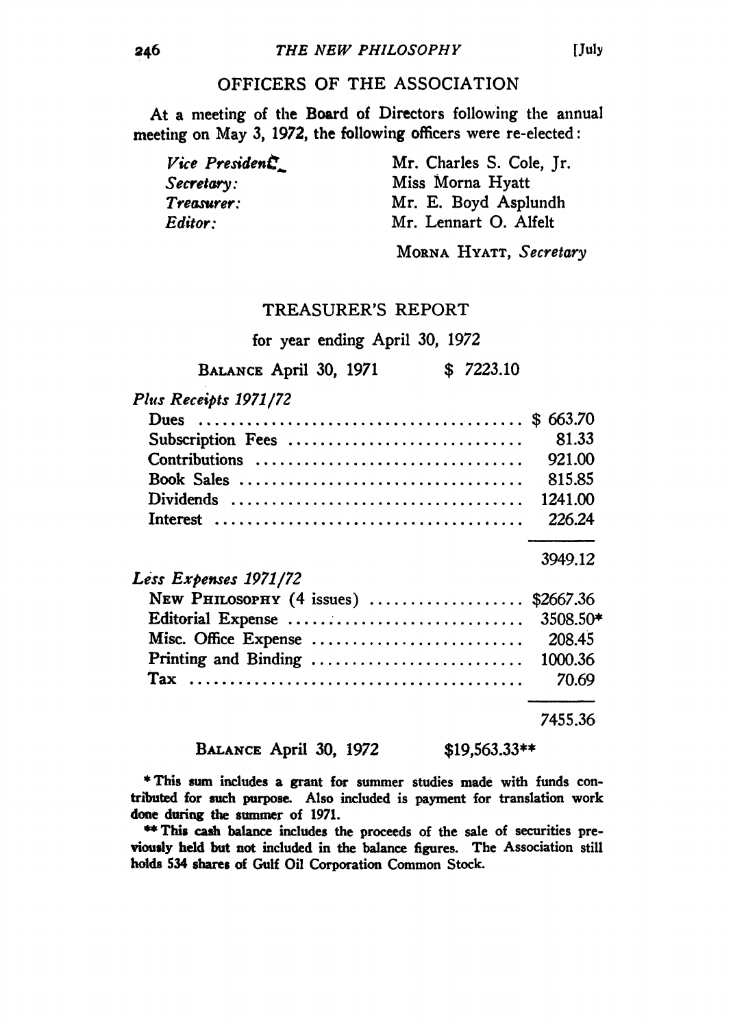## OFFICERS OF THE ASSOCIATION

At a meeting of the Board of Directors following the annual meeting on May 3, 1972, the following officers were re-elected:

| | |
|---|---|
| *Vice President:* | Mr. Charles S. Cole, Jr. |
| *Secretary:* | Miss Morna Hyatt |
| *Treasurer:* | Mr. E. Boyd Asplundh |
| *Editor:* | Mr. Lennart O. Alfelt |

MORNA HYATT, *Secretary*

## TREASURER'S REPORT

for year ending April 30, 1972

BALANCE April 30, 1971 $ 7223.10

*Plus Receipts 1971/72*

| | |
|---|---|
| Dues | $ 663.70 |
| Subscription Fees | 81.33 |
| Contributions | 921.00 |
| Book Sales | 815.85 |
| Dividends | 1241.00 |
| Interest | 226.24 |
| | 3949.12 |

*Less Expenses 1971/72*

| | |
|---|---|
| NEW PHILOSOPHY (4 issues) | $2667.36 |
| Editorial Expense | 3508.50* |
| Misc. Office Expense | 208.45 |
| Printing and Binding | 1000.36 |
| Tax | 70.69 |
| | 7455.36 |

BALANCE April 30, 1972 $19,563.33**

* This sum includes a grant for summer studies made with funds contributed for such purpose. Also included is payment for translation work done during the summer of 1971.

** This cash balance includes the proceeds of the sale of securities previously held but not included in the balance figures. The Association still holds 534 shares of Gulf Oil Corporation Common Stock.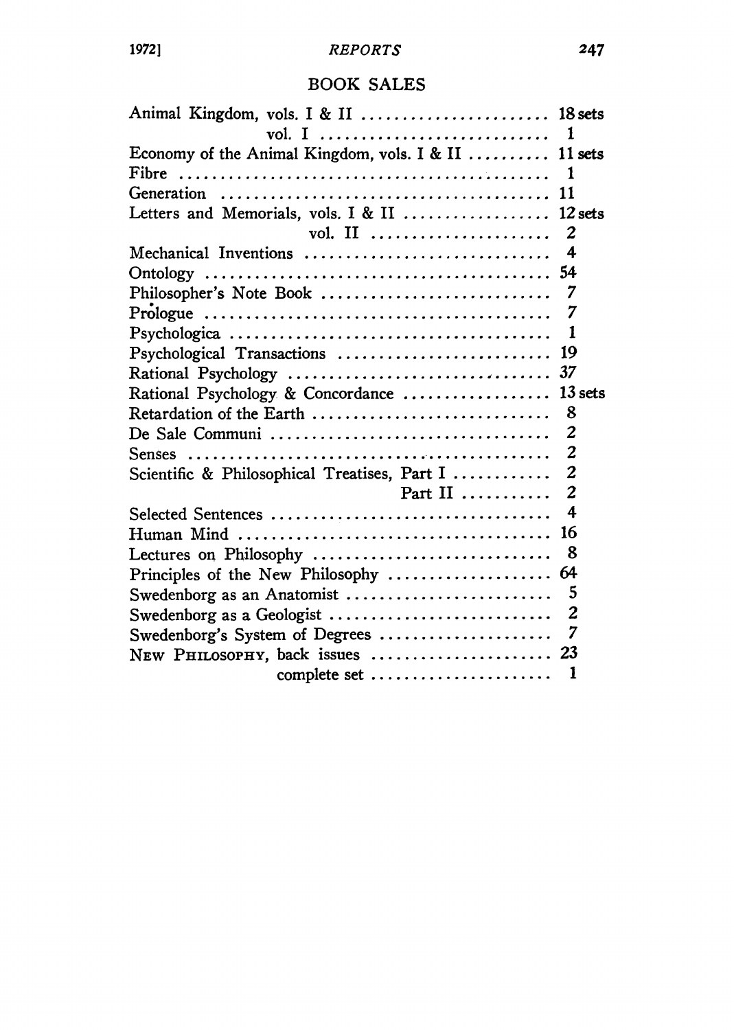## BOOK SALES

| | |
|---|---|
| Animal Kingdom, vols. I & II | 18 sets |
| vol. I | 1 |
| Economy of the Animal Kingdom, vols. I & II | 11 sets |
| Fibre | 1 |
| Generation | 11 |
| Letters and Memorials, vols. I & II | 12 sets |
| vol. II | 2 |
| Mechanical Inventions | 4 |
| Ontology | 54 |
| Philosopher's Note Book | 7 |
| Prologue | 7 |
| Psychologica | 1 |
| Psychological Transactions | 19 |
| Rational Psychology | 37 |
| Rational Psychology & Concordance | 13 sets |
| Retardation of the Earth | 8 |
| De Sale Communi | 2 |
| Senses | 2 |
| Scientific & Philosophical Treatises, Part I | 2 |
| Part II | 2 |
| Selected Sentences | 4 |
| Human Mind | 16 |
| Lectures on Philosophy | 8 |
| Principles of the New Philosophy | 64 |
| Swedenborg as an Anatomist | 5 |
| Swedenborg as a Geologist | 2 |
| Swedenborg's System of Degrees | 7 |
| NEW PHILOSOPHY, back issues | 23 |
| complete set | 1 |